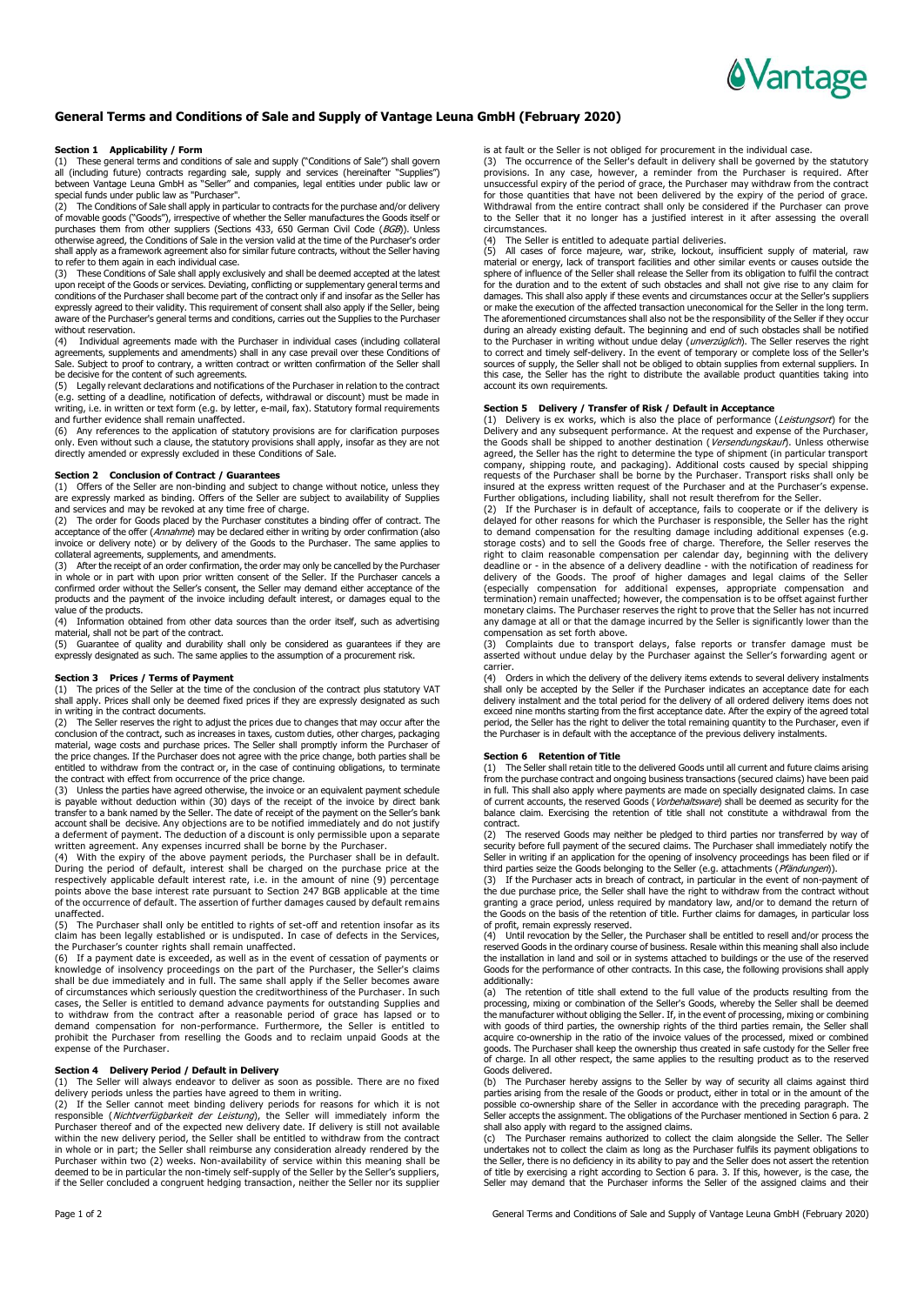# General Terms and Conditions of Sale and Supply of Vantage Leuna GmbH (February 2020)

## Section 1 Applicability / Form

(1) These general terms and conditions of sale and supply ("Conditions of Sale") shall govern all (including future) contracts regarding sale, supply and services (hereinafter "Supplies") between Vantage Leuna GmbH as "Seller" and companies, legal entities under public law or special funds under public law as "Purchaser".

(2) The Conditions of Sale shall apply in particular to contracts for the purchase and/or delivery of movable goods ("Goods"), irrespective of whether the Seller manufactures the Goods itself or purchases them from other suppliers (Sections 433, 650 German Civil Code (*BGB*)). Unless otherwise agreed, the Conditions of Sale in the version valid at the time of the Purchaser's order shall apply as a framework agreement also for similar future contracts, without the Seller having to refer to them again in each individual case.

(3) These Conditions of Sale shall apply exclusively and shall be deemed accepted at the latest upon receipt of the Goods or services. Deviating, conflicting or supplementary general terms and conditions of the Purchaser shall become part of the contract only if and insofar as the Seller has expressly agreed to their validity. This requirement of consent shall also apply if the Seller, being aware of the Purchaser's general terms and conditions, carries out the Supplies to the Purchaser without reservation.

(4) Individual agreements made with the Purchaser in individual cases (including collateral agreements, supplements and amendments) shall in any case prevail over these Conditions of Sale. Subject to proof to contrary, a written contract or written confirmation of the Seller shall be decisive for the content of such agreements.

(5) Legally relevant declarations and notifications of the Purchaser in relation to the contract (e.g. setting of a deadline, notification of defects, withdrawal or discount) must be made in writing, i.e. in written or text form (e.g. by letter, e-mail, fax). Statutory formal requirements and further evidence shall remain unaffected.

(6) Any references to the application of statutory provisions are for clarification purposes only. Even without such a clause, the statutory provisions shall apply, insofar as they are not directly amended or expressly excluded in these Conditions of Sale.

## Section 2 Conclusion of Contract / Guarantees

(1) Offers of the Seller are non-binding and subject to change without notice, unless they are expressly marked as binding. Offers of the Seller are subject to availability of Supplies and services and may be revoked at any time free of charge.

(2) The order for Goods placed by the Purchaser constitutes a binding offer of contract. The acceptance of the offer (*Annahme*) may be declared either in writing by order confirmation (also invoice or delivery note) or by delivery of the Goods to the Purchaser. The same applies to collateral agreements, supplements, and amendments.

(3) After the receipt of an order confirmation, the order may only be cancelled by the Purchaser in whole or in part with upon prior written consent of the Seller. If the Purchaser cancels a confirmed order without the Seller's consent, the Seller may demand either acceptance of the products and the payment of the invoice including default interest, or damages equal to the value of the products.

(4) Information obtained from other data sources than the order itself, such as advertising material, shall not be part of the contract.

(5) Guarantee of quality and durability shall only be considered as guarantees if they are expressly designated as such. The same applies to the assumption of a procurement risk.

## Section 3 Prices / Terms of Payment

(1) The prices of the Seller at the time of the conclusion of the contract plus statutory VAT shall apply. Prices shall only be deemed fixed prices if they are expressly designated as such in writing in the contract documents.

(2) The Seller reserves the right to adjust the prices due to changes that may occur after the conclusion of the contract, such as increases in taxes, custom duties, other charges, packaging material, wage costs and purchase prices. The Seller shall promptly inform the Purchaser of the price changes. If the Purchaser does not agree with the price change, both parties shall be entitled to withdraw from the contract or, in the case of continuing obligations, to terminate the contract with effect from occurrence of the price change.

(3) Unless the parties have agreed otherwise, the invoice or an equivalent payment schedule is payable without deduction within (30) days of the receipt of the invoice by direct bank transfer to a bank named by the Seller. The date of receipt of the payment on the Seller's bank account shall be decisive. Any objections are to be notified immediately and do not justify a deferment of payment. The deduction of a discount is only permissible upon a separate written agreement. Any expenses incurred shall be borne by the Purchaser.

(4) With the expiry of the above payment periods, the Purchaser shall be in default. During the period of default, interest shall be charged on the purchase price at the respectively applicable default interest rate, i.e. in the amount of nine (9) percentage points above the base interest rate pursuant to Section 247 BGB applicable at the time of the occurrence of default. The assertion of further damages caused by default remains unaffected.

(5) The Purchaser shall only be entitled to rights of set-off and retention insofar as its claim has been legally established or is undisputed. In case of defects in the Services, the Purchaser's counter rights shall remain unaffected.

(6) If a payment date is exceeded, as well as in the event of cessation of payments or knowledge of insolvency proceedings on the part of the Purchaser, the Seller's claims shall be due immediately and in full. The same shall apply if the Seller becomes aware of circumstances which seriously question the creditworthiness of the Purchaser. In such cases, the Seller is entitled to demand advance payments for outstanding Supplies and to withdraw from the contract after a reasonable period of grace has lapsed or to demand compensation for non-performance. Furthermore, the Seller is entitled to prohibit the Purchaser from reselling the Goods and to reclaim unpaid Goods at the expense of the Purchaser.

## Section 4 Delivery Period / Default in Delivery

(1) The Seller will always endeavor to deliver as soon as possible. There are no fixed delivery periods unless the parties have agreed to them in writing.

(2) If the Seller cannot meet binding delivery periods for reasons for which it is not responsible (*Nichtverfügbarkeit der Leistung*), the Seller will immediately inform the Purchaser thereof and of the expected new delivery date. If delivery is still not available within the new delivery period, the Seller shall be entitled to withdraw from the contract in whole or in part; the Seller shall reimburse any consideration already rendered by the Purchaser within two (2) weeks. Non-availability of service within this meaning shall be deemed to be in particular the non-timely self-supply of the Seller by the Seller's suppliers, if the Seller concluded a congruent hedging transaction, neither the Seller nor its supplier is at fault or the Seller is not obliged for procurement in the individual case.

(3) The occurrence of the Seller's default in delivery shall be governed by the statutory provisions. In any case, however, a reminder from the Purchaser is required. After unsuccessful expiry of the period of grace, the Purchaser may withdraw from the contract for those quantities that have not been delivered by the expiry of the period of grace. Withdrawal from the entire contract shall only be considered if the Purchaser can prove to the Seller that it no longer has a justified interest in it after assessing the overall circumstances.

(4) The Seller is entitled to adequate partial deliveries.

(5) All cases of force majeure, war, strike, lockout, insufficient supply of material, raw material or energy, lack of transport facilities and other similar events or causes outside the sphere of influence of the Seller shall release the Seller from its obligation to fulfil the contract for the duration and to the extent of such obstacles and shall not give rise to any claim for damages. This shall also apply if these events and circumstances occur at the Seller's suppliers or make the execution of the affected transaction uneconomical for the Seller in the long term. The aforementioned circumstances shall also not be the responsibility of the Seller if they occur during an already existing default. The beginning and end of such obstacles shall be notified to the Purchaser in writing without undue delay (*unverzüglich*). The Seller reserves the right to correct and timely self-delivery. In the event of temporary or complete loss of the Seller's sources of supply, the Seller shall not be obliged to obtain supplies from external suppliers. In this case, the Seller has the right to distribute the available product quantities taking into account its own requirements.

## Section 5 Delivery / Transfer of Risk / Default in Acceptance

(1) Delivery is ex works, which is also the place of performance (*Leistungsort*) for the Delivery and any subsequent performance. At the request and expense of the Purchaser, the Goods shall be shipped to another destination (*Versendungskauf*). Unless otherwise agreed, the Seller has the right to determine the type of shipment (in particular transport company, shipping route, and packaging). Additional costs caused by special shipping requests of the Purchaser shall be borne by the Purchaser. Transport risks shall only be insured at the express written request of the Purchaser and at the Purchaser's expense. Further obligations, including liability, shall not result therefrom for the Seller.

(2) If the Purchaser is in default of acceptance, fails to cooperate or if the delivery is delayed for other reasons for which the Purchaser is responsible, the Seller has the right to demand compensation for the resulting damage including additional expenses (e.g. storage costs) and to sell the Goods free of charge. Therefore, the Seller reserves the right to claim reasonable compensation per calendar day, beginning with the delivery deadline or - in the absence of a delivery deadline - with the notification of readiness for delivery of the Goods. The proof of higher damages and legal claims of the Seller (especially compensation for additional expenses, appropriate compensation and termination) remain unaffected; however, the compensation is to be offset against further monetary claims. The Purchaser reserves the right to prove that the Seller has not incurred any damage at all or that the damage incurred by the Seller is significantly lower than the compensation as set forth above.

(3) Complaints due to transport delays, false reports or transfer damage must be asserted without undue delay by the Purchaser against the Seller's forwarding agent or carrier.

(4) Orders in which the delivery of the delivery items extends to several delivery instalments shall only be accepted by the Seller if the Purchaser indicates an acceptance date for each delivery instalment and the total period for the delivery of all ordered delivery items does not exceed nine months starting from the first acceptance date. After the expiry of the agreed total period, the Seller has the right to deliver the total remaining quantity to the Purchaser, even if the Purchaser is in default with the acceptance of the previous delivery instalments.

## Section 6 Retention of Title

(1) The Seller shall retain title to the delivered Goods until all current and future claims arising from the purchase contract and ongoing business transactions (secured claims) have been paid in full. This shall also apply where payments are made on specially designated claims. In case of current accounts, the reserved Goods (*Vorbehaltsware*) shall be deemed as security for the balance claim. Exercising the retention of title shall not constitute a withdrawal from the contract.

(2) The reserved Goods may neither be pledged to third parties nor transferred by way of security before full payment of the secured claims. The Purchaser shall immediately notify the Seller in writing if an application for the opening of insolvency proceedings has been filed or if third parties seize the Goods belonging to the Seller (e.g. attachments (*Pfändungen*)).

(3) If the Purchaser acts in breach of contract, in particular in the event of non-payment of the due purchase price, the Seller shall have the right to withdraw from the contract without granting a grace period, unless required by mandatory law, and/or to demand the return of the Goods on the basis of the retention of title. Further claims for damages, in particular loss of profit, remain expressly reserved.

(4) Until revocation by the Seller, the Purchaser shall be entitled to resell and/or process the reserved Goods in the ordinary course of business. Resale within this meaning shall also include the installation in land and soil or in systems attached to buildings or the use of the reserved Goods for the performance of other contracts. In this case, the following provisions shall apply additionally:

(a) The retention of title shall extend to the full value of the products resulting from the processing, mixing or combination of the Seller's Goods, whereby the Seller shall be deemed the manufacturer without obliging the Seller. If, in the event of processing, mixing or combining with goods of third parties, the ownership rights of the third parties remain, the Seller shall acquire co-ownership in the ratio of the invoice values of the processed, mixed or combined goods. The Purchaser shall keep the ownership thus created in safe custody for the Seller free of charge. In all other respect, the same applies to the resulting product as to the reserved Goods delivered.

(b) The Purchaser hereby assigns to the Seller by way of security all claims against third parties arising from the resale of the Goods or product, either in total or in the amount of the possible co-ownership share of the Seller in accordance with the preceding paragraph. The Seller accepts the assignment. The obligations of the Purchaser mentioned in Section 6 para. 2 shall also apply with regard to the assigned claims.

(c) The Purchaser remains authorized to collect the claim alongside the Seller. The Seller undertakes not to collect the claim as long as the Purchaser fulfils its payment obligations to the Seller, there is no deficiency in its ability to pay and the Seller does not assert the retention of title by exercising a right according to Section 6 para. 3. If this, however, is the case, the Seller may demand that the Purchaser informs the Seller of the assigned claims and their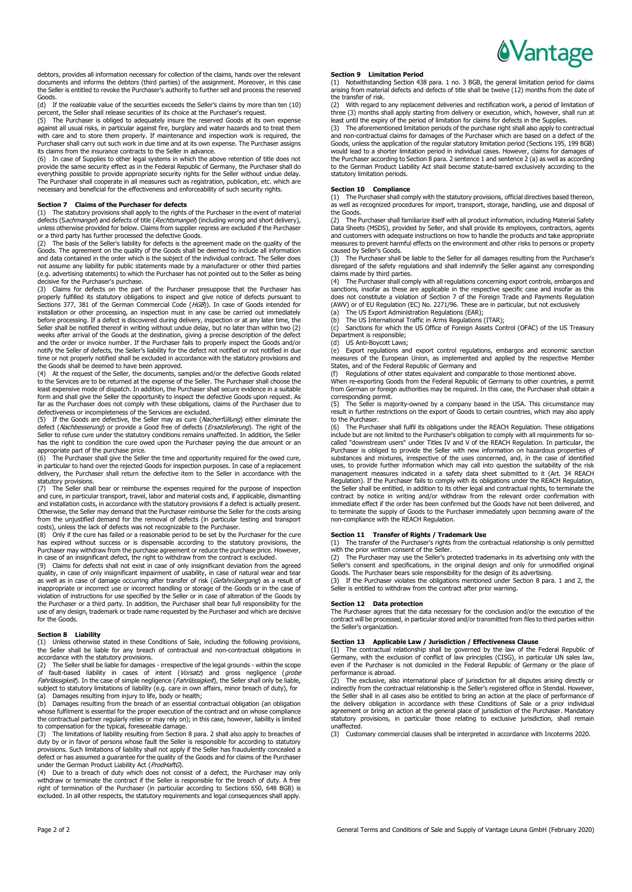debtors, provides all information necessary for collection of the claims, hands over the relevant documents and informs the debtors (third parties) of the assignment. Moreover, in this case the Seller is entitled to revoke the Purchaser's authority to further sell and process the reserved Goods.

(d) If the realizable value of the securities exceeds the Seller's claims by more than ten (10) percent, the Seller shall release securities of its choice at the Purchaser's request.

(5) The Purchaser is obliged to adequately insure the reserved Goods at its own expense against all usual risks, in particular against fire, burglary and water hazards and to treat them with care and to store them properly. If maintenance and inspection work is required, the Purchaser shall carry out such work in due time and at its own expense. The Purchaser assigns its claims from the insurance contracts to the Seller in advance.

(6) In case of Supplies to other legal systems in which the above retention of title does not provide the same security effect as in the Federal Republic of Germany, the Purchaser shall do everything possible to provide appropriate security rights for the Seller without undue delay. The Purchaser shall cooperate in all measures such as registration, publication, etc. which are necessary and beneficial for the effectiveness and enforceability of such security rights.

## Section 7 Claims of the Purchaser for defects

(1) The statutory provisions shall apply to the rights of the Purchaser in the event of material defects (*Sachmangel*) and defects of title (*Rechtsmangel*) (including wrong and short delivery), unless otherwise provided for below. Claims from supplier regress are excluded if the Purchaser or a third party has further processed the defective Goods.

(2) The basis of the Seller's liability for defects is the agreement made on the quality of the Goods. The agreement on the quality of the Goods shall be deemed to include all information and data contained in the order which is the subject of the individual contract. The Seller does not assume any liability for public statements made by a manufacturer or other third parties (e.g. advertising statements) to which the Purchaser has not pointed out to the Seller as being decisive for the Purchaser's purchase.

(3) Claims for defects on the part of the Purchaser presuppose that the Purchaser has properly fulfilled its statutory obligations to inspect and give notice of defects pursuant to Sections 377, 381 of the German Commercial Code (*HGB*)). In case of Goods intended for installation or other processing, an inspection must in any case be carried out immediately before processing. If a defect is discovered during delivery, inspection or at any later time, the Seller shall be notified thereof in writing without undue delay, but no later than within two (2) weeks after arrival of the Goods at the destination, giving a precise description of the defect and the order or invoice number. If the Purchaser fails to properly inspect the Goods and/or notify the Seller of defects, the Seller's liability for the defect not notified or not notified in due time or not properly notified shall be excluded in accordance with the statutory provisions and the Goods shall be deemed to have been approved.

(4) At the request of the Seller, the documents, samples and/or the defective Goods related to the Services are to be returned at the expense of the Seller. The Purchaser shall choose the least expensive mode of dispatch. In addition, the Purchaser shall secure evidence in a suitable form and shall give the Seller the opportunity to inspect the defective Goods upon request. As far as the Purchaser does not comply with these obligations, claims of the Purchaser due to defectiveness or incompleteness of the Services are excluded.

(5) If the Goods are defective, the Seller may as cure (*Nacherfüllung*) either eliminate the defect (*Nachbesserung*) or provide a Good free of defects (*Ersatzlieferung*). The right of the Seller to refuse cure under the statutory conditions remains unaffected. In addition, the Seller has the right to condition the cure owed upon the Purchaser paying the due amount or an appropriate part of the purchase price.

(6) The Purchaser shall give the Seller the time and opportunity required for the owed cure, in particular to hand over the rejected Goods for inspection purposes. In case of a replacement delivery, the Purchaser shall return the defective item to the Seller in accordance with the statutory provisions.

(7) The Seller shall bear or reimburse the expenses required for the purpose of inspection and cure, in particular transport, travel, labor and material costs and, if applicable, dismantling and installation costs, in accordance with the statutory provisions if a defect is actually present. Otherwise, the Seller may demand that the Purchaser reimburse the Seller for the costs arising from the unjustified demand for the removal of defects (in particular testing and transport costs), unless the lack of defects was not recognizable to the Purchaser.

(8) Only if the cure has failed or a reasonable period to be set by the Purchaser for the cure has expired without success or is dispensable according to the statutory provisions, the Purchaser may withdraw from the purchase agreement or reduce the purchase price. However, in case of an insignificant defect, the right to withdraw from the contract is excluded.

(9) Claims for defects shall not exist in case of only insignificant deviation from the agreed quality, in case of only insignificant impairment of usability, in case of natural wear and tear as well as in case of damage occurring after transfer of risk (*Gefahrübergang*) as a result of inappropriate or incorrect use or incorrect handling or storage of the Goods or in the case of violation of instructions for use specified by the Seller or in case of alteration of the Goods by the Purchaser or a third party. In addition, the Purchaser shall bear full responsibility for the use of any design, trademark or trade name requested by the Purchaser and which are decisive for the Goods.

## Section 8 Liability

(1) Unless otherwise stated in these Conditions of Sale, including the following provisions, the Seller shall be liable for any breach of contractual and non-contractual obligations in accordance with the statutory provisions.

(2) The Seller shall be liable for damages - irrespective of the legal grounds - within the scope of fault-based liability in cases of intent (*Vorsatz*) and gross negligence (*grobe Fahrlässigkeit*). In the case of simple negligence (*Fahrlässigkeit*), the Seller shall only be liable, subject to statutory limitations of liability (e.g. care in own affairs, minor breach of duty), for

(a) Damages resulting from injury to life, body or health;

(b) Damages resulting from the breach of an essential contractual obligation (an obligation whose fulfilment is essential for the proper execution of the contract and on whose compliance the contractual partner regularly relies or may rely on); in this case, however, liability is limited to compensation for the typical, foreseeable damage.

(3) The limitations of liability resulting from Section 8 para. 2 shall also apply to breaches of duty by or in favor of persons whose fault the Seller is responsible for according to statutory provisions. Such limitations of liability shall not apply if the Seller has fraudulently concealed a defect or has assumed a guarantee for the quality of the Goods and for claims of the Purchaser under the German Product Liability Act (*ProdHaftG*).

(4) Due to a breach of duty which does not consist of a defect, the Purchaser may only withdraw or terminate the contract if the Seller is responsible for the breach of duty. A free right of termination of the Purchaser (in particular according to Sections 650, 648 BGB) is excluded. In all other respects, the statutory requirements and legal consequences shall apply.

## Section 9 Limitation Period

(1) Notwithstanding Section 438 para. 1 no. 3 BGB, the general limitation period for claims arising from material defects and defects of title shall be twelve (12) months from the date of the transfer of risk.

(2) With regard to any replacement deliveries and rectification work, a period of limitation of three (3) months shall apply starting from delivery or execution, which, however, shall run at least until the expiry of the period of limitation for claims for defects in the Supplies.

(3) The aforementioned limitation periods of the purchase right shall also apply to contractual and non-contractual claims for damages of the Purchaser which are based on a defect of the Goods, unless the application of the regular statutory limitation period (Sections 195, 199 BGB) would lead to a shorter limitation period in individual cases. However, claims for damages of the Purchaser according to Section 8 para. 2 sentence 1 and sentence 2 (a) as well as according to the German Product Liability Act shall become statute-barred exclusively according to the statutory limitation periods.

## Section 10 Compliance

(1) The Purchaser shall comply with the statutory provisions, official directives based thereon, as well as recognized procedures for import, transport, storage, handling, use and disposal of the Goods.

(2) The Purchaser shall familiarize itself with all product information, including Material Safety Data Sheets (MSDS), provided by Seller, and shall provide its employees, contractors, agents and customers with adequate instructions on how to handle the products and take appropriate measures to prevent harmful effects on the environment and other risks to persons or property caused by Seller's Goods.

(3) The Purchaser shall be liable to the Seller for all damages resulting from the Purchaser's disregard of the safety regulations and shall indemnify the Seller against any corresponding claims made by third parties.

(4) The Purchaser shall comply with all regulations concerning export controls, embargos and sanctions, insofar as these are applicable in the respective specific case and insofar as this does not constitute a violation of Section 7 of the Foreign Trade and Payments Regulation (AWV) or of EU Regulation (EC) No. 2271/96. These are in particular, but not exclusively

(a) The US Export Administration Regulations (EAR);

(b) The US International Traffic in Arms Regulations (ITAR);

(c) Sanctions for which the US Office of Foreign Assets Control (OFAC) of the US Treasury Department is responsible;

(d) US Anti-Boycott Laws;

(e) Export regulations and export control regulations, embargos and economic sanction measures of the European Union, as implemented and applied by the respective Member States, and of the Federal Republic of Germany and

(f) Regulations of other states equivalent and comparable to those mentioned above.

When re-exporting Goods from the Federal Republic of Germany to other countries, a permit from German or foreign authorities may be required. In this case, the Purchaser shall obtain a corresponding permit.

(5) The Seller is majority-owned by a company based in the USA. This circumstance may result in further restrictions on the export of Goods to certain countries, which may also apply to the Purchaser.

(6) The Purchaser shall fulfil its obligations under the REACH Regulation. These obligations include but are not limited to the Purchaser's obligation to comply with all requirements for so-called "downstream users" under Titles IV and V of the REACH Regulation. In particular, the Purchaser is obliged to provide the Seller with new information on hazardous properties of substances and mixtures, irrespective of the uses concerned, and, in the case of identified uses, to provide further information which may call into question the suitability of the risk management measures indicated in a safety data sheet submitted to it (Art. 34 REACH Regulation). If the Purchaser fails to comply with its obligations under the REACH Regulation, the Seller shall be entitled, in addition to its other legal and contractual rights, to terminate the contract by notice in writing and/or withdraw from the relevant order confirmation with immediate effect if the order has been confirmed but the Goods have not been delivered, and to terminate the supply of Goods to the Purchaser immediately upon becoming aware of the non-compliance with the REACH Regulation.

## Section 11 Transfer of Rights / Trademark Use

(1) The transfer of the Purchaser's rights from the contractual relationship is only permitted with the prior written consent of the Seller.

(2) The Purchaser may use the Seller's protected trademarks in its advertising only with the Seller's consent and specifications, in the original design and only for unmodified original Goods. The Purchaser bears sole responsibility for the design of its advertising.

(3) If the Purchaser violates the obligations mentioned under Section 8 para. 1 and 2, the Seller is entitled to withdraw from the contract after prior warning.

## Section 12 Data protection

The Purchaser agrees that the data necessary for the conclusion and/or the execution of the contract will be processed, in particular stored and/or transmitted from files to third parties within the Seller's organization.

## Section 13 Applicable Law / Jurisdiction / Effectiveness Clause

(1) The contractual relationship shall be governed by the law of the Federal Republic of Germany, with the exclusion of conflict of law principles (CISG), in particular UN sales law, even if the Purchaser is not domiciled in the Federal Republic of Germany or the place of performance is abroad.

(2) The exclusive, also international place of jurisdiction for all disputes arising directly or indirectly from the contractual relationship is the Seller's registered office in Stendal. However, the Seller shall in all cases also be entitled to bring an action at the place of performance of the delivery obligation in accordance with these Conditions of Sale or a prior individual agreement or bring an action at the general place of jurisdiction of the Purchaser. Mandatory statutory provisions, in particular those relating to exclusive jurisdiction, shall remain unaffected.

(3) Customary commercial clauses shall be interpreted in accordance with Incoterms 2020.